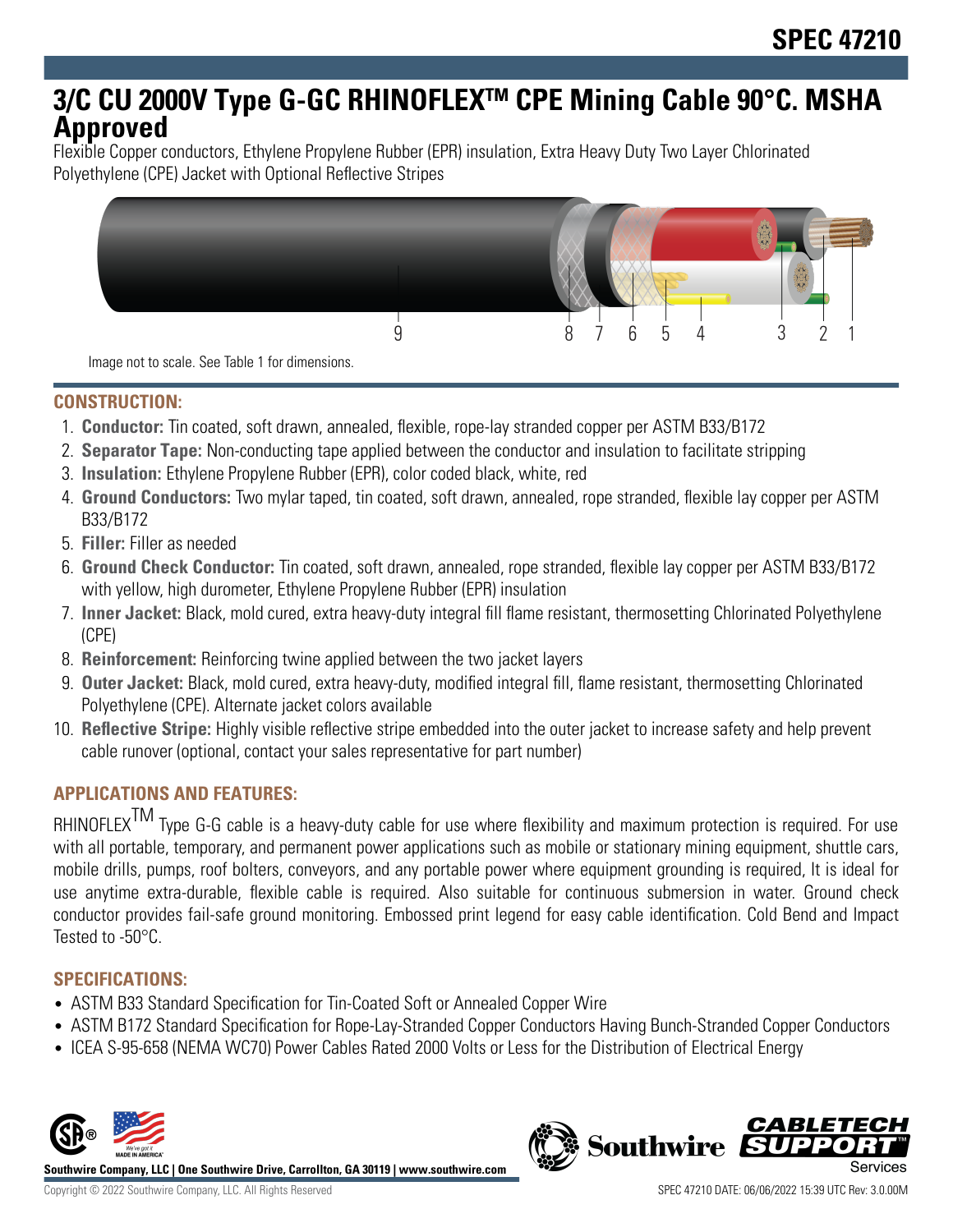# SPEC 47210

# 3/C CU 2000V Type G-GC RHINOFLEX™ CPE Mining Cable 90°C. MSHA Approved

Flexible Copper conductors, Ethylene Propylene Rubber (EPR) insulation, Extra Heavy Duty Two Layer Chlorinated Polyethylene (CPE) Jacket with Optional Reflective Stripes

Image not to scale. See Table 1 for dimensions.

## CONSTRUCTION:

1. **Conductor:** Tin coated, soft drawn, annealed, flexible, rope-lay stranded copper per ASTM B33/B172
2. **Separator Tape:** Non-conducting tape applied between the conductor and insulation to facilitate stripping
3. **Insulation:** Ethylene Propylene Rubber (EPR), color coded black, white, red
4. **Ground Conductors:** Two mylar taped, tin coated, soft drawn, annealed, rope stranded, flexible lay copper per ASTM B33/B172
5. **Filler:** Filler as needed
6. **Ground Check Conductor:** Tin coated, soft drawn, annealed, rope stranded, flexible lay copper per ASTM B33/B172 with yellow, high durometer, Ethylene Propylene Rubber (EPR) insulation
7. **Inner Jacket:** Black, mold cured, extra heavy-duty integral fill flame resistant, thermosetting Chlorinated Polyethylene (CPE)
8. **Reinforcement:** Reinforcing twine applied between the two jacket layers
9. **Outer Jacket:** Black, mold cured, extra heavy-duty, modified integral fill, flame resistant, thermosetting Chlorinated Polyethylene (CPE). Alternate jacket colors available
10. **Reflective Stripe:** Highly visible reflective stripe embedded into the outer jacket to increase safety and help prevent cable runover (optional, contact your sales representative for part number)

## APPLICATIONS AND FEATURES:

RHINOFLEX™ Type G-G cable is a heavy-duty cable for use where flexibility and maximum protection is required. For use with all portable, temporary, and permanent power applications such as mobile or stationary mining equipment, shuttle cars, mobile drills, pumps, roof bolters, conveyors, and any portable power where equipment grounding is required, It is ideal for use anytime extra-durable, flexible cable is required. Also suitable for continuous submersion in water. Ground check conductor provides fail-safe ground monitoring. Embossed print legend for easy cable identification. Cold Bend and Impact Tested to -50°C.

## SPECIFICATIONS:

- ASTM B33 Standard Specification for Tin-Coated Soft or Annealed Copper Wire
- ASTM B172 Standard Specification for Rope-Lay-Stranded Copper Conductors Having Bunch-Stranded Copper Conductors
- ICEA S-95-658 (NEMA WC70) Power Cables Rated 2000 Volts or Less for the Distribution of Electrical Energy

**Southwire Company, LLC | One Southwire Drive, Carrollton, GA 30119 | www.southwire.com**

Copyright © 2022 Southwire Company, LLC. All Rights Reserved

SPEC 47210 DATE: 06/06/2022 15:39 UTC Rev: 3.0.00M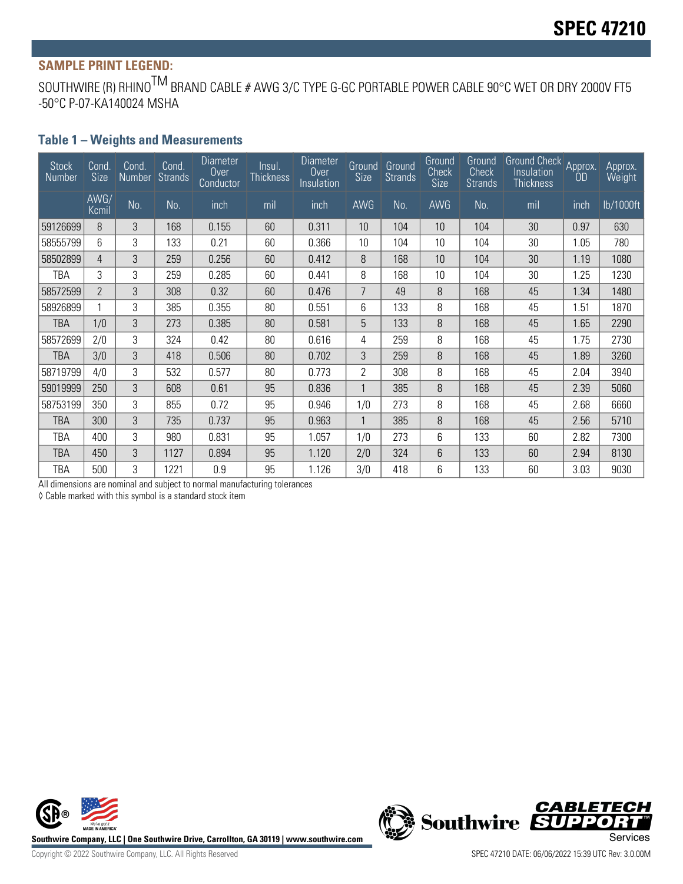# SPEC 47210

**SAMPLE PRINT LEGEND:**

SOUTHWIRE (R) RHINOTM BRAND CABLE # AWG 3/C TYPE G-GC PORTABLE POWER CABLE 90°C WET OR DRY 2000V FT5 -50°C P-07-KA140024 MSHA

### Table 1 – Weights and Measurements

| Stock Number | Cond. Size | Cond. Number | Cond. Strands | Diameter Over Conductor | Insul. Thickness | Diameter Over Insulation | Ground Size | Ground Strands | Ground Check Size | Ground Check Strands | Ground Check Insulation Thickness | Approx. OD | Approx. Weight |
|---|---|---|---|---|---|---|---|---|---|---|---|---|---|
| | AWG/ Kcmil | No. | No. | inch | mil | inch | AWG | No. | AWG | No. | mil | inch | lb/1000ft |
| 59126699 | 8 | 3 | 168 | 0.155 | 60 | 0.311 | 10 | 104 | 10 | 104 | 30 | 0.97 | 630 |
| 58555799 | 6 | 3 | 133 | 0.21 | 60 | 0.366 | 10 | 104 | 10 | 104 | 30 | 1.05 | 780 |
| 58502899 | 4 | 3 | 259 | 0.256 | 60 | 0.412 | 8 | 168 | 10 | 104 | 30 | 1.19 | 1080 |
| TBA | 3 | 3 | 259 | 0.285 | 60 | 0.441 | 8 | 168 | 10 | 104 | 30 | 1.25 | 1230 |
| 58572599 | 2 | 3 | 308 | 0.32 | 60 | 0.476 | 7 | 49 | 8 | 168 | 45 | 1.34 | 1480 |
| 58926899 | 1 | 3 | 385 | 0.355 | 80 | 0.551 | 6 | 133 | 8 | 168 | 45 | 1.51 | 1870 |
| TBA | 1/0 | 3 | 273 | 0.385 | 80 | 0.581 | 5 | 133 | 8 | 168 | 45 | 1.65 | 2290 |
| 58572699 | 2/0 | 3 | 324 | 0.42 | 80 | 0.616 | 4 | 259 | 8 | 168 | 45 | 1.75 | 2730 |
| TBA | 3/0 | 3 | 418 | 0.506 | 80 | 0.702 | 3 | 259 | 8 | 168 | 45 | 1.89 | 3260 |
| 58719799 | 4/0 | 3 | 532 | 0.577 | 80 | 0.773 | 2 | 308 | 8 | 168 | 45 | 2.04 | 3940 |
| 59019999 | 250 | 3 | 608 | 0.61 | 95 | 0.836 | 1 | 385 | 8 | 168 | 45 | 2.39 | 5060 |
| 58753199 | 350 | 3 | 855 | 0.72 | 95 | 0.946 | 1/0 | 273 | 8 | 168 | 45 | 2.68 | 6660 |
| TBA | 300 | 3 | 735 | 0.737 | 95 | 0.963 | 1 | 385 | 8 | 168 | 45 | 2.56 | 5710 |
| TBA | 400 | 3 | 980 | 0.831 | 95 | 1.057 | 1/0 | 273 | 6 | 133 | 60 | 2.82 | 7300 |
| TBA | 450 | 3 | 1127 | 0.894 | 95 | 1.120 | 2/0 | 324 | 6 | 133 | 60 | 2.94 | 8130 |
| TBA | 500 | 3 | 1221 | 0.9 | 95 | 1.126 | 3/0 | 418 | 6 | 133 | 60 | 3.03 | 9030 |

All dimensions are nominal and subject to normal manufacturing tolerances

◊ Cable marked with this symbol is a standard stock item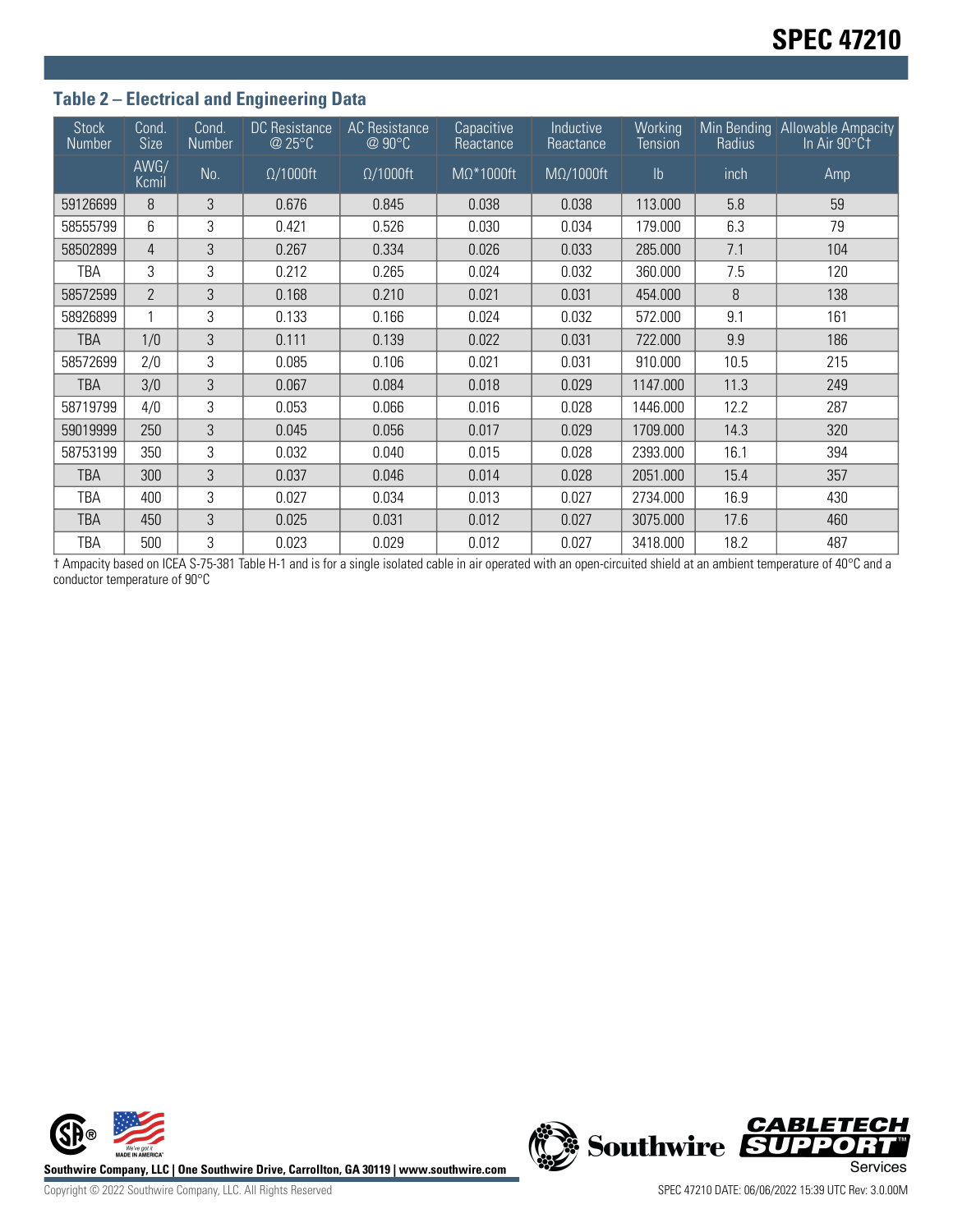## Table 2 – Electrical and Engineering Data

| Stock Number | Cond. Size | Cond. Number | DC Resistance @ 25°C | AC Resistance @ 90°C | Capacitive Reactance | Inductive Reactance | Working Tension | Min Bending Radius | Allowable Ampacity In Air 90°C† |
|---|---|---|---|---|---|---|---|---|---|
| | AWG/ Kcmil | No. | Ω/1000ft | Ω/1000ft | MΩ*1000ft | MΩ/1000ft | lb | inch | Amp |
| 59126699 | 8 | 3 | 0.676 | 0.845 | 0.038 | 0.038 | 113.000 | 5.8 | 59 |
| 58555799 | 6 | 3 | 0.421 | 0.526 | 0.030 | 0.034 | 179.000 | 6.3 | 79 |
| 58502899 | 4 | 3 | 0.267 | 0.334 | 0.026 | 0.033 | 285.000 | 7.1 | 104 |
| TBA | 3 | 3 | 0.212 | 0.265 | 0.024 | 0.032 | 360.000 | 7.5 | 120 |
| 58572599 | 2 | 3 | 0.168 | 0.210 | 0.021 | 0.031 | 454.000 | 8 | 138 |
| 58926899 | 1 | 3 | 0.133 | 0.166 | 0.024 | 0.032 | 572.000 | 9.1 | 161 |
| TBA | 1/0 | 3 | 0.111 | 0.139 | 0.022 | 0.031 | 722.000 | 9.9 | 186 |
| 58572699 | 2/0 | 3 | 0.085 | 0.106 | 0.021 | 0.031 | 910.000 | 10.5 | 215 |
| TBA | 3/0 | 3 | 0.067 | 0.084 | 0.018 | 0.029 | 1147.000 | 11.3 | 249 |
| 58719799 | 4/0 | 3 | 0.053 | 0.066 | 0.016 | 0.028 | 1446.000 | 12.2 | 287 |
| 59019999 | 250 | 3 | 0.045 | 0.056 | 0.017 | 0.029 | 1709.000 | 14.3 | 320 |
| 58753199 | 350 | 3 | 0.032 | 0.040 | 0.015 | 0.028 | 2393.000 | 16.1 | 394 |
| TBA | 300 | 3 | 0.037 | 0.046 | 0.014 | 0.028 | 2051.000 | 15.4 | 357 |
| TBA | 400 | 3 | 0.027 | 0.034 | 0.013 | 0.027 | 2734.000 | 16.9 | 430 |
| TBA | 450 | 3 | 0.025 | 0.031 | 0.012 | 0.027 | 3075.000 | 17.6 | 460 |
| TBA | 500 | 3 | 0.023 | 0.029 | 0.012 | 0.027 | 3418.000 | 18.2 | 487 |

† Ampacity based on ICEA S-75-381 Table H-1 and is for a single isolated cable in air operated with an open-circuited shield at an ambient temperature of 40°C and a conductor temperature of 90°C

Southwire Company, LLC | One Southwire Drive, Carrollton, GA 30119 | www.southwire.com

Copyright © 2022 Southwire Company, LLC. All Rights Reserved

SPEC 47210 DATE: 06/06/2022 15:39 UTC Rev: 3.0.00M